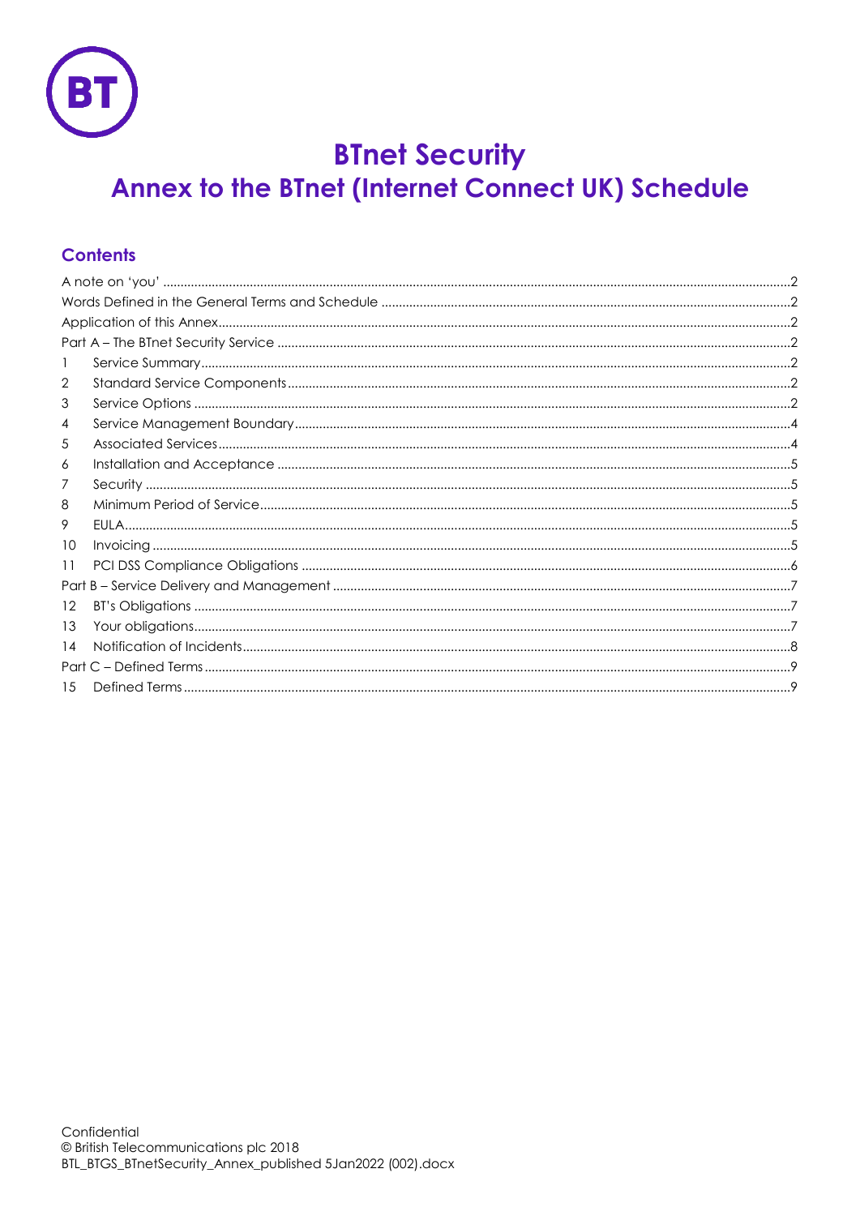# BTnet Security

## Annex to the BTnet (Internet Connect UK) Schedule

### Contents

A note on 'you' .....2
Words Defined in the General Terms and Schedule .....2
Application of this Annex .....2
Part A – The BTnet Security Service .....2
1 Service Summary .....2
2 Standard Service Components .....2
3 Service Options .....2
4 Service Management Boundary .....4
5 Associated Services .....4
6 Installation and Acceptance .....5
7 Security .....5
8 Minimum Period of Service .....5
9 EULA .....5
10 Invoicing .....5
11 PCI DSS Compliance Obligations .....6
Part B – Service Delivery and Management .....7
12 BT's Obligations .....7
13 Your obligations .....7
14 Notification of Incidents .....8
Part C – Defined Terms .....9
15 Defined Terms .....9

Confidential
© British Telecommunications plc 2018
BTL_BTGS_BTnetSecurity_Annex_published 5Jan2022 (002).docx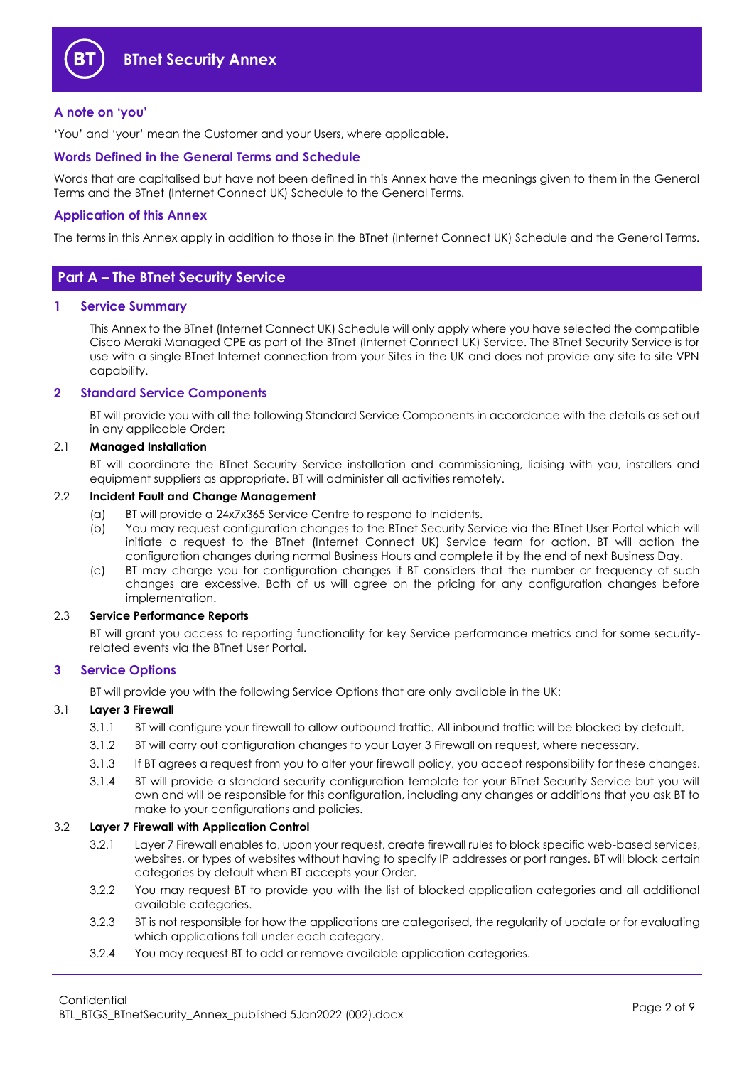## A note on 'you'

'You' and 'your' mean the Customer and your Users, where applicable.

## Words Defined in the General Terms and Schedule

Words that are capitalised but have not been defined in this Annex have the meanings given to them in the General Terms and the BTnet (Internet Connect UK) Schedule to the General Terms.

## Application of this Annex

The terms in this Annex apply in addition to those in the BTnet (Internet Connect UK) Schedule and the General Terms.

# Part A – The BTnet Security Service

## 1 Service Summary

This Annex to the BTnet (Internet Connect UK) Schedule will only apply where you have selected the compatible Cisco Meraki Managed CPE as part of the BTnet (Internet Connect UK) Service. The BTnet Security Service is for use with a single BTnet Internet connection from your Sites in the UK and does not provide any site to site VPN capability.

## 2 Standard Service Components

BT will provide you with all the following Standard Service Components in accordance with the details as set out in any applicable Order:

### 2.1 Managed Installation

BT will coordinate the BTnet Security Service installation and commissioning, liaising with you, installers and equipment suppliers as appropriate. BT will administer all activities remotely.

### 2.2 Incident Fault and Change Management

(a) BT will provide a 24x7x365 Service Centre to respond to Incidents.

(b) You may request configuration changes to the BTnet Security Service via the BTnet User Portal which will initiate a request to the BTnet (Internet Connect UK) Service team for action. BT will action the configuration changes during normal Business Hours and complete it by the end of next Business Day.

(c) BT may charge you for configuration changes if BT considers that the number or frequency of such changes are excessive. Both of us will agree on the pricing for any configuration changes before implementation.

### 2.3 Service Performance Reports

BT will grant you access to reporting functionality for key Service performance metrics and for some security-related events via the BTnet User Portal.

## 3 Service Options

BT will provide you with the following Service Options that are only available in the UK:

### 3.1 Layer 3 Firewall

3.1.1 BT will configure your firewall to allow outbound traffic. All inbound traffic will be blocked by default.

3.1.2 BT will carry out configuration changes to your Layer 3 Firewall on request, where necessary.

3.1.3 If BT agrees a request from you to alter your firewall policy, you accept responsibility for these changes.

3.1.4 BT will provide a standard security configuration template for your BTnet Security Service but you will own and will be responsible for this configuration, including any changes or additions that you ask BT to make to your configurations and policies.

### 3.2 Layer 7 Firewall with Application Control

3.2.1 Layer 7 Firewall enables to, upon your request, create firewall rules to block specific web-based services, websites, or types of websites without having to specify IP addresses or port ranges. BT will block certain categories by default when BT accepts your Order.

3.2.2 You may request BT to provide you with the list of blocked application categories and all additional available categories.

3.2.3 BT is not responsible for how the applications are categorised, the regularity of update or for evaluating which applications fall under each category.

3.2.4 You may request BT to add or remove available application categories.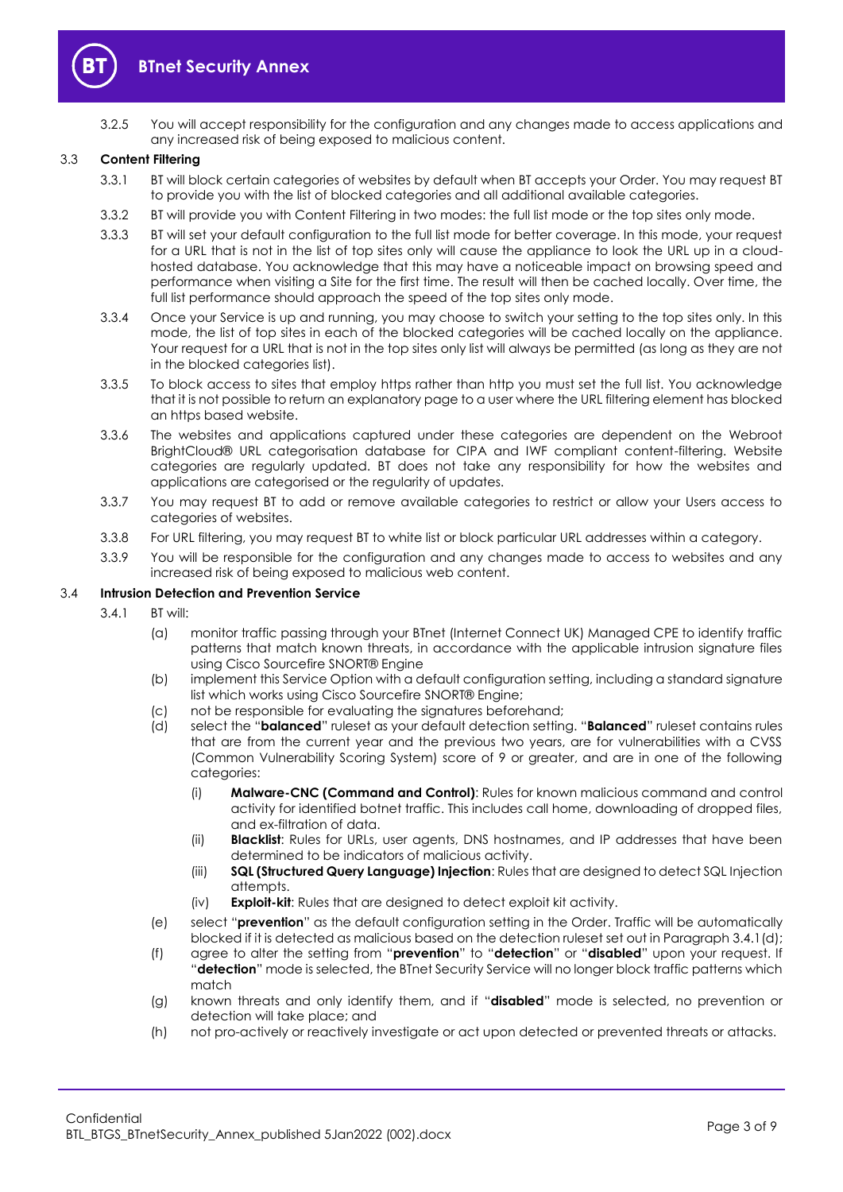3.2.5 You will accept responsibility for the configuration and any changes made to access applications and any increased risk of being exposed to malicious content.

### 3.3 Content Filtering

3.3.1 BT will block certain categories of websites by default when BT accepts your Order. You may request BT to provide you with the list of blocked categories and all additional available categories.

3.3.2 BT will provide you with Content Filtering in two modes: the full list mode or the top sites only mode.

3.3.3 BT will set your default configuration to the full list mode for better coverage. In this mode, your request for a URL that is not in the list of top sites only will cause the appliance to look the URL up in a cloud-hosted database. You acknowledge that this may have a noticeable impact on browsing speed and performance when visiting a Site for the first time. The result will then be cached locally. Over time, the full list performance should approach the speed of the top sites only mode.

3.3.4 Once your Service is up and running, you may choose to switch your setting to the top sites only. In this mode, the list of top sites in each of the blocked categories will be cached locally on the appliance. Your request for a URL that is not in the top sites only list will always be permitted (as long as they are not in the blocked categories list).

3.3.5 To block access to sites that employ https rather than http you must set the full list. You acknowledge that it is not possible to return an explanatory page to a user where the URL filtering element has blocked an https based website.

3.3.6 The websites and applications captured under these categories are dependent on the Webroot BrightCloud® URL categorisation database for CIPA and IWF compliant content-filtering. Website categories are regularly updated. BT does not take any responsibility for how the websites and applications are categorised or the regularity of updates.

3.3.7 You may request BT to add or remove available categories to restrict or allow your Users access to categories of websites.

3.3.8 For URL filtering, you may request BT to white list or block particular URL addresses within a category.

3.3.9 You will be responsible for the configuration and any changes made to access to websites and any increased risk of being exposed to malicious web content.

### 3.4 Intrusion Detection and Prevention Service

3.4.1 BT will:

(a) monitor traffic passing through your BTnet (Internet Connect UK) Managed CPE to identify traffic patterns that match known threats, in accordance with the applicable intrusion signature files using Cisco Sourcefire SNORT® Engine

(b) implement this Service Option with a default configuration setting, including a standard signature list which works using Cisco Sourcefire SNORT® Engine;

(c) not be responsible for evaluating the signatures beforehand;

(d) select the "**balanced**" ruleset as your default detection setting. "**Balanced**" ruleset contains rules that are from the current year and the previous two years, are for vulnerabilities with a CVSS (Common Vulnerability Scoring System) score of 9 or greater, and are in one of the following categories:

(i) **Malware-CNC (Command and Control)**: Rules for known malicious command and control activity for identified botnet traffic. This includes call home, downloading of dropped files, and ex-filtration of data.

(ii) **Blacklist**: Rules for URLs, user agents, DNS hostnames, and IP addresses that have been determined to be indicators of malicious activity.

(iii) **SQL (Structured Query Language) Injection**: Rules that are designed to detect SQL Injection attempts.

(iv) **Exploit-kit**: Rules that are designed to detect exploit kit activity.

(e) select "**prevention**" as the default configuration setting in the Order. Traffic will be automatically blocked if it is detected as malicious based on the detection ruleset set out in Paragraph 3.4.1(d);

(f) agree to alter the setting from "**prevention**" to "**detection**" or "**disabled**" upon your request. If "**detection**" mode is selected, the BTnet Security Service will no longer block traffic patterns which match

(g) known threats and only identify them, and if "**disabled**" mode is selected, no prevention or detection will take place; and

(h) not pro-actively or reactively investigate or act upon detected or prevented threats or attacks.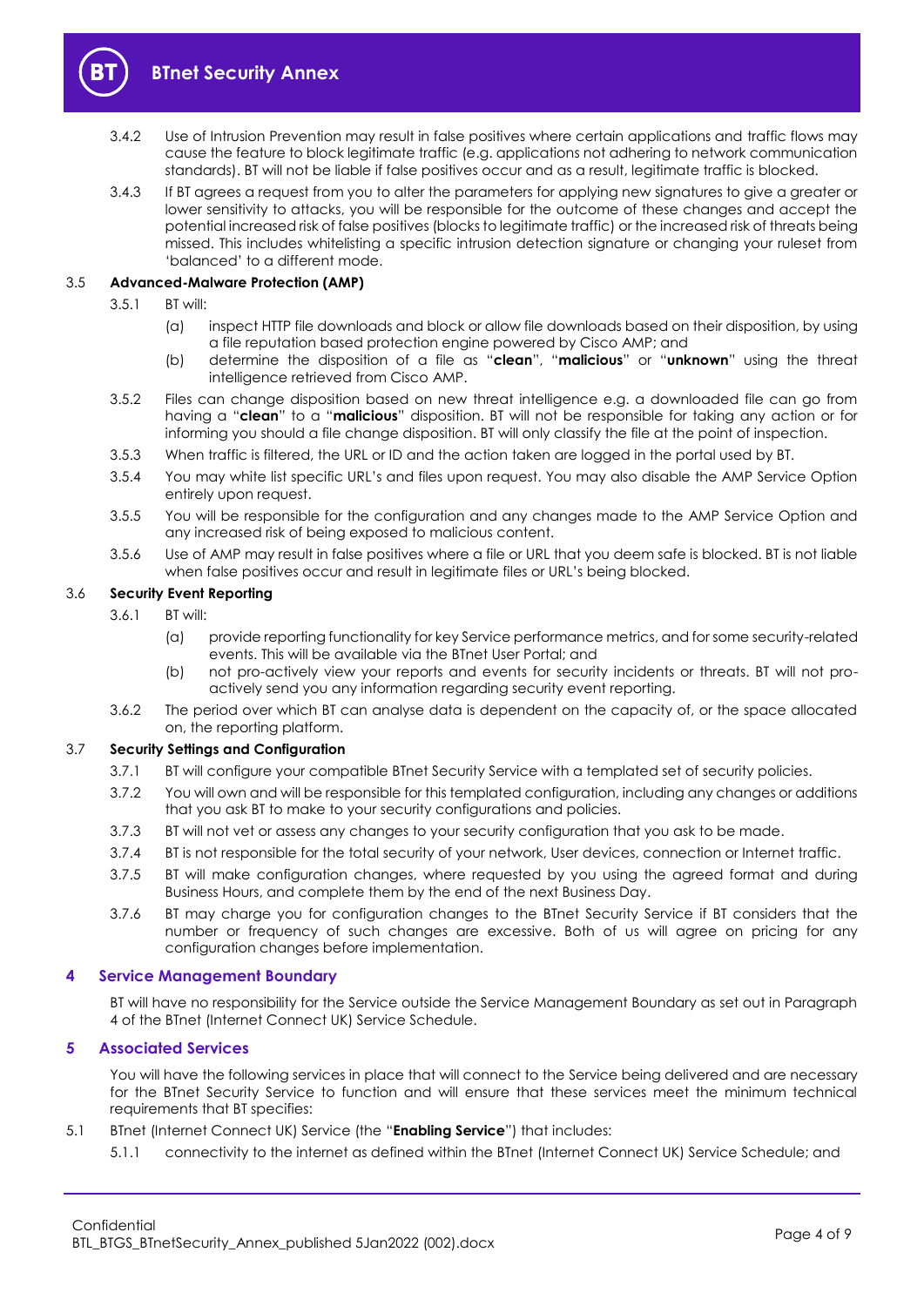3.4.2 Use of Intrusion Prevention may result in false positives where certain applications and traffic flows may cause the feature to block legitimate traffic (e.g. applications not adhering to network communication standards). BT will not be liable if false positives occur and as a result, legitimate traffic is blocked.

3.4.3 If BT agrees a request from you to alter the parameters for applying new signatures to give a greater or lower sensitivity to attacks, you will be responsible for the outcome of these changes and accept the potential increased risk of false positives (blocks to legitimate traffic) or the increased risk of threats being missed. This includes whitelisting a specific intrusion detection signature or changing your ruleset from 'balanced' to a different mode.

### 3.5 Advanced-Malware Protection (AMP)

3.5.1 BT will:

(a) inspect HTTP file downloads and block or allow file downloads based on their disposition, by using a file reputation based protection engine powered by Cisco AMP; and

(b) determine the disposition of a file as "**clean**", "**malicious**" or "**unknown**" using the threat intelligence retrieved from Cisco AMP.

3.5.2 Files can change disposition based on new threat intelligence e.g. a downloaded file can go from having a "**clean**" to a "**malicious**" disposition. BT will not be responsible for taking any action or for informing you should a file change disposition. BT will only classify the file at the point of inspection.

3.5.3 When traffic is filtered, the URL or ID and the action taken are logged in the portal used by BT.

3.5.4 You may white list specific URL's and files upon request. You may also disable the AMP Service Option entirely upon request.

3.5.5 You will be responsible for the configuration and any changes made to the AMP Service Option and any increased risk of being exposed to malicious content.

3.5.6 Use of AMP may result in false positives where a file or URL that you deem safe is blocked. BT is not liable when false positives occur and result in legitimate files or URL's being blocked.

### 3.6 Security Event Reporting

3.6.1 BT will:

(a) provide reporting functionality for key Service performance metrics, and for some security-related events. This will be available via the BTnet User Portal; and

(b) not pro-actively view your reports and events for security incidents or threats. BT will not pro-actively send you any information regarding security event reporting.

3.6.2 The period over which BT can analyse data is dependent on the capacity of, or the space allocated on, the reporting platform.

### 3.7 Security Settings and Configuration

3.7.1 BT will configure your compatible BTnet Security Service with a templated set of security policies.

3.7.2 You will own and will be responsible for this templated configuration, including any changes or additions that you ask BT to make to your security configurations and policies.

3.7.3 BT will not vet or assess any changes to your security configuration that you ask to be made.

3.7.4 BT is not responsible for the total security of your network, User devices, connection or Internet traffic.

3.7.5 BT will make configuration changes, where requested by you using the agreed format and during Business Hours, and complete them by the end of the next Business Day.

3.7.6 BT may charge you for configuration changes to the BTnet Security Service if BT considers that the number or frequency of such changes are excessive. Both of us will agree on pricing for any configuration changes before implementation.

## 4 Service Management Boundary

BT will have no responsibility for the Service outside the Service Management Boundary as set out in Paragraph 4 of the BTnet (Internet Connect UK) Service Schedule.

## 5 Associated Services

You will have the following services in place that will connect to the Service being delivered and are necessary for the BTnet Security Service to function and will ensure that these services meet the minimum technical requirements that BT specifies:

5.1 BTnet (Internet Connect UK) Service (the "**Enabling Service**") that includes:

5.1.1 connectivity to the internet as defined within the BTnet (Internet Connect UK) Service Schedule; and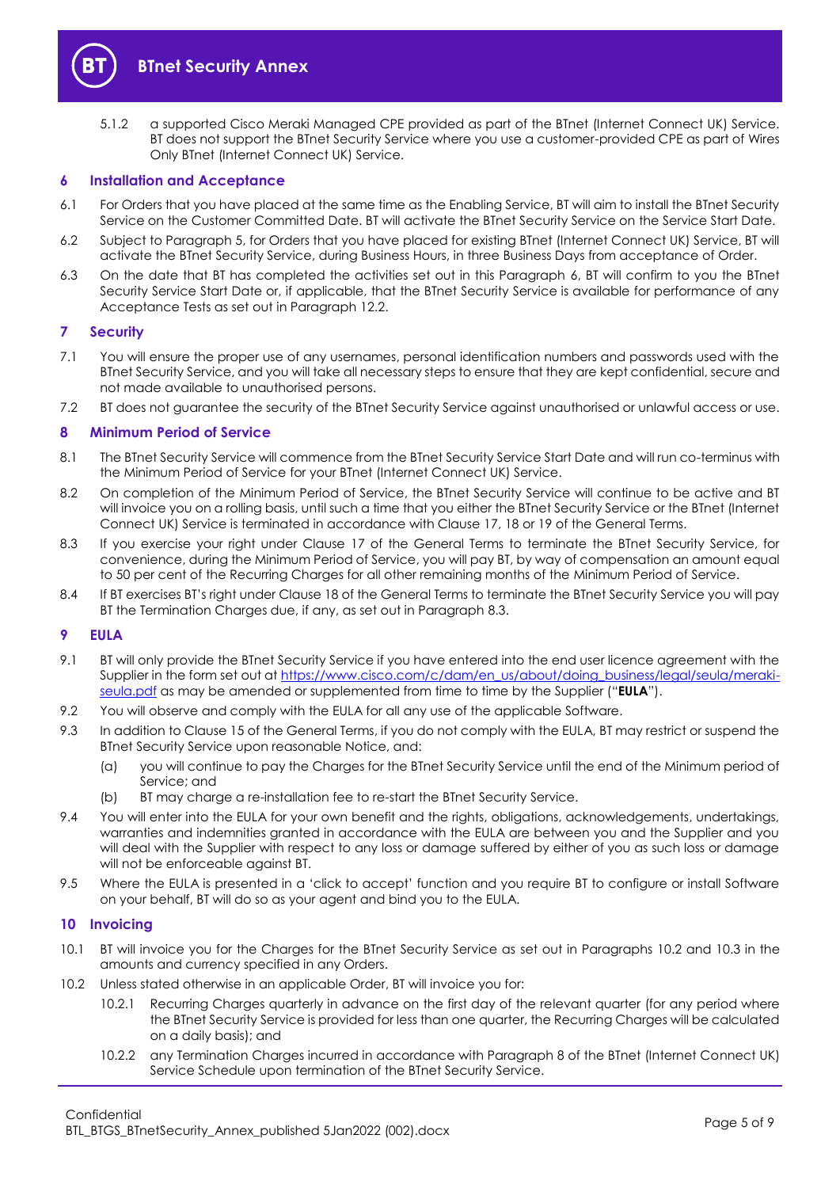5.1.2 a supported Cisco Meraki Managed CPE provided as part of the BTnet (Internet Connect UK) Service. BT does not support the BTnet Security Service where you use a customer-provided CPE as part of Wires Only BTnet (Internet Connect UK) Service.

## 6 Installation and Acceptance

6.1 For Orders that you have placed at the same time as the Enabling Service, BT will aim to install the BTnet Security Service on the Customer Committed Date. BT will activate the BTnet Security Service on the Service Start Date.

6.2 Subject to Paragraph 5, for Orders that you have placed for existing BTnet (Internet Connect UK) Service, BT will activate the BTnet Security Service, during Business Hours, in three Business Days from acceptance of Order.

6.3 On the date that BT has completed the activities set out in this Paragraph 6, BT will confirm to you the BTnet Security Service Start Date or, if applicable, that the BTnet Security Service is available for performance of any Acceptance Tests as set out in Paragraph 12.2.

## 7 Security

7.1 You will ensure the proper use of any usernames, personal identification numbers and passwords used with the BTnet Security Service, and you will take all necessary steps to ensure that they are kept confidential, secure and not made available to unauthorised persons.

7.2 BT does not guarantee the security of the BTnet Security Service against unauthorised or unlawful access or use.

## 8 Minimum Period of Service

8.1 The BTnet Security Service will commence from the BTnet Security Service Start Date and will run co-terminus with the Minimum Period of Service for your BTnet (Internet Connect UK) Service.

8.2 On completion of the Minimum Period of Service, the BTnet Security Service will continue to be active and BT will invoice you on a rolling basis, until such a time that you either the BTnet Security Service or the BTnet (Internet Connect UK) Service is terminated in accordance with Clause 17, 18 or 19 of the General Terms.

8.3 If you exercise your right under Clause 17 of the General Terms to terminate the BTnet Security Service, for convenience, during the Minimum Period of Service, you will pay BT, by way of compensation an amount equal to 50 per cent of the Recurring Charges for all other remaining months of the Minimum Period of Service.

8.4 If BT exercises BT's right under Clause 18 of the General Terms to terminate the BTnet Security Service you will pay BT the Termination Charges due, if any, as set out in Paragraph 8.3.

## 9 EULA

9.1 BT will only provide the BTnet Security Service if you have entered into the end user licence agreement with the Supplier in the form set out at https://www.cisco.com/c/dam/en_us/about/doing_business/legal/seula/meraki-seula.pdf as may be amended or supplemented from time to time by the Supplier ("**EULA**").

9.2 You will observe and comply with the EULA for all any use of the applicable Software.

9.3 In addition to Clause 15 of the General Terms, if you do not comply with the EULA, BT may restrict or suspend the BTnet Security Service upon reasonable Notice, and:

(a) you will continue to pay the Charges for the BTnet Security Service until the end of the Minimum period of Service; and

(b) BT may charge a re-installation fee to re-start the BTnet Security Service.

9.4 You will enter into the EULA for your own benefit and the rights, obligations, acknowledgements, undertakings, warranties and indemnities granted in accordance with the EULA are between you and the Supplier and you will deal with the Supplier with respect to any loss or damage suffered by either of you as such loss or damage will not be enforceable against BT.

9.5 Where the EULA is presented in a 'click to accept' function and you require BT to configure or install Software on your behalf, BT will do so as your agent and bind you to the EULA.

## 10 Invoicing

10.1 BT will invoice you for the Charges for the BTnet Security Service as set out in Paragraphs 10.2 and 10.3 in the amounts and currency specified in any Orders.

10.2 Unless stated otherwise in an applicable Order, BT will invoice you for:

10.2.1 Recurring Charges quarterly in advance on the first day of the relevant quarter (for any period where the BTnet Security Service is provided for less than one quarter, the Recurring Charges will be calculated on a daily basis); and

10.2.2 any Termination Charges incurred in accordance with Paragraph 8 of the BTnet (Internet Connect UK) Service Schedule upon termination of the BTnet Security Service.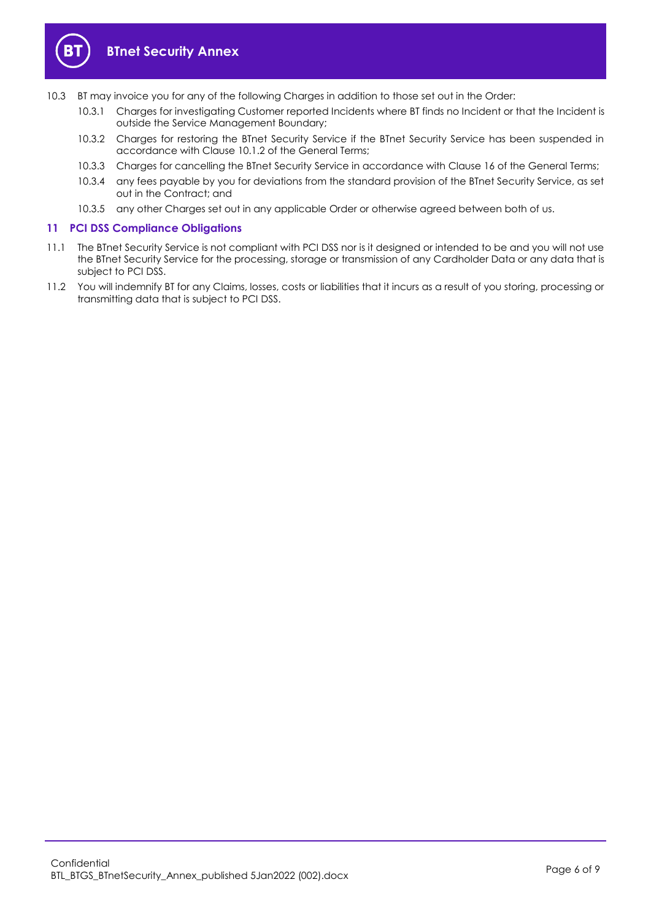10.3 BT may invoice you for any of the following Charges in addition to those set out in the Order:

10.3.1 Charges for investigating Customer reported Incidents where BT finds no Incident or that the Incident is outside the Service Management Boundary;

10.3.2 Charges for restoring the BTnet Security Service if the BTnet Security Service has been suspended in accordance with Clause 10.1.2 of the General Terms;

10.3.3 Charges for cancelling the BTnet Security Service in accordance with Clause 16 of the General Terms;

10.3.4 any fees payable by you for deviations from the standard provision of the BTnet Security Service, as set out in the Contract; and

10.3.5 any other Charges set out in any applicable Order or otherwise agreed between both of us.

## 11 PCI DSS Compliance Obligations

11.1 The BTnet Security Service is not compliant with PCI DSS nor is it designed or intended to be and you will not use the BTnet Security Service for the processing, storage or transmission of any Cardholder Data or any data that is subject to PCI DSS.

11.2 You will indemnify BT for any Claims, losses, costs or liabilities that it incurs as a result of you storing, processing or transmitting data that is subject to PCI DSS.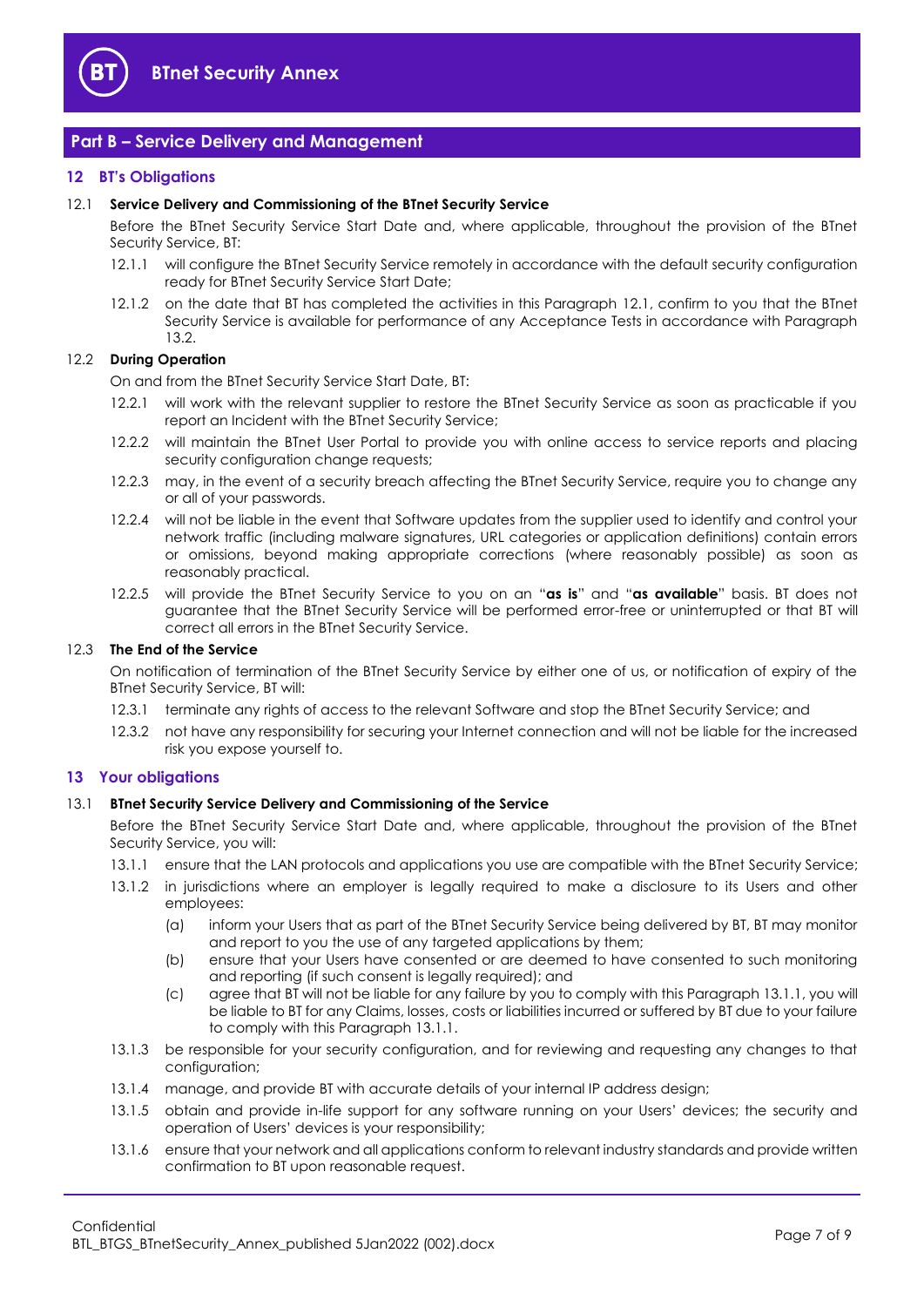## Part B – Service Delivery and Management

### 12 BT's Obligations

12.1 **Service Delivery and Commissioning of the BTnet Security Service**

Before the BTnet Security Service Start Date and, where applicable, throughout the provision of the BTnet Security Service, BT:

12.1.1 will configure the BTnet Security Service remotely in accordance with the default security configuration ready for BTnet Security Service Start Date;

12.1.2 on the date that BT has completed the activities in this Paragraph 12.1, confirm to you that the BTnet Security Service is available for performance of any Acceptance Tests in accordance with Paragraph 13.2.

12.2 **During Operation**

On and from the BTnet Security Service Start Date, BT:

12.2.1 will work with the relevant supplier to restore the BTnet Security Service as soon as practicable if you report an Incident with the BTnet Security Service;

12.2.2 will maintain the BTnet User Portal to provide you with online access to service reports and placing security configuration change requests;

12.2.3 may, in the event of a security breach affecting the BTnet Security Service, require you to change any or all of your passwords.

12.2.4 will not be liable in the event that Software updates from the supplier used to identify and control your network traffic (including malware signatures, URL categories or application definitions) contain errors or omissions, beyond making appropriate corrections (where reasonably possible) as soon as reasonably practical.

12.2.5 will provide the BTnet Security Service to you on an "**as is**" and "**as available**" basis. BT does not guarantee that the BTnet Security Service will be performed error-free or uninterrupted or that BT will correct all errors in the BTnet Security Service.

12.3 **The End of the Service**

On notification of termination of the BTnet Security Service by either one of us, or notification of expiry of the BTnet Security Service, BT will:

12.3.1 terminate any rights of access to the relevant Software and stop the BTnet Security Service; and

12.3.2 not have any responsibility for securing your Internet connection and will not be liable for the increased risk you expose yourself to.

### 13 Your obligations

13.1 **BTnet Security Service Delivery and Commissioning of the Service**

Before the BTnet Security Service Start Date and, where applicable, throughout the provision of the BTnet Security Service, you will:

13.1.1 ensure that the LAN protocols and applications you use are compatible with the BTnet Security Service;

13.1.2 in jurisdictions where an employer is legally required to make a disclosure to its Users and other employees:

(a) inform your Users that as part of the BTnet Security Service being delivered by BT, BT may monitor and report to you the use of any targeted applications by them;

(b) ensure that your Users have consented or are deemed to have consented to such monitoring and reporting (if such consent is legally required); and

(c) agree that BT will not be liable for any failure by you to comply with this Paragraph 13.1.1, you will be liable to BT for any Claims, losses, costs or liabilities incurred or suffered by BT due to your failure to comply with this Paragraph 13.1.1.

13.1.3 be responsible for your security configuration, and for reviewing and requesting any changes to that configuration;

13.1.4 manage, and provide BT with accurate details of your internal IP address design;

13.1.5 obtain and provide in-life support for any software running on your Users' devices; the security and operation of Users' devices is your responsibility;

13.1.6 ensure that your network and all applications conform to relevant industry standards and provide written confirmation to BT upon reasonable request.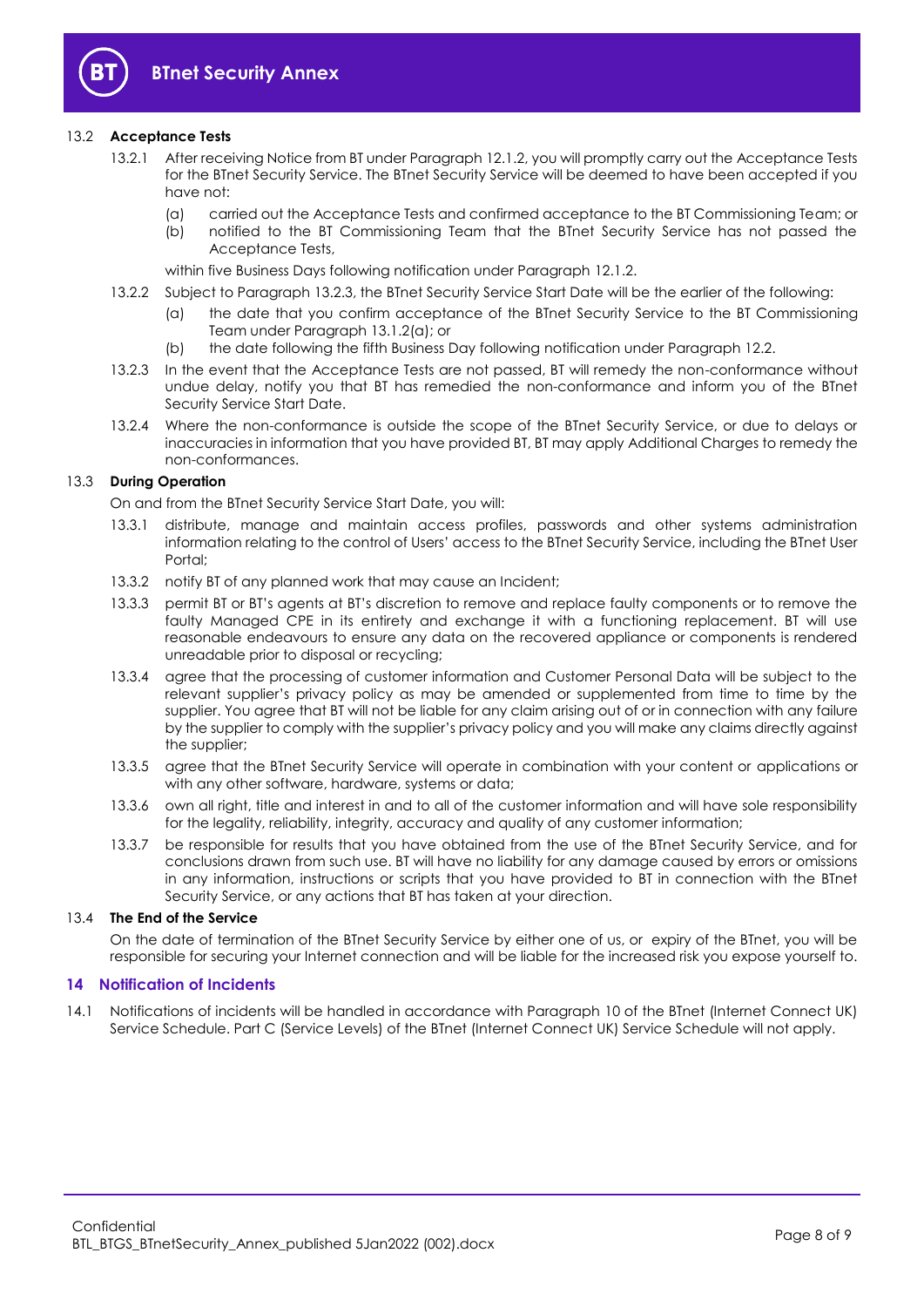### 13.2 **Acceptance Tests**

13.2.1 After receiving Notice from BT under Paragraph 12.1.2, you will promptly carry out the Acceptance Tests for the BTnet Security Service. The BTnet Security Service will be deemed to have been accepted if you have not:

(a) carried out the Acceptance Tests and confirmed acceptance to the BT Commissioning Team; or

(b) notified to the BT Commissioning Team that the BTnet Security Service has not passed the Acceptance Tests,

within five Business Days following notification under Paragraph 12.1.2.

13.2.2 Subject to Paragraph 13.2.3, the BTnet Security Service Start Date will be the earlier of the following:

(a) the date that you confirm acceptance of the BTnet Security Service to the BT Commissioning Team under Paragraph 13.1.2(a); or

(b) the date following the fifth Business Day following notification under Paragraph 12.2.

13.2.3 In the event that the Acceptance Tests are not passed, BT will remedy the non-conformance without undue delay, notify you that BT has remedied the non-conformance and inform you of the BTnet Security Service Start Date.

13.2.4 Where the non-conformance is outside the scope of the BTnet Security Service, or due to delays or inaccuracies in information that you have provided BT, BT may apply Additional Charges to remedy the non-conformances.

### 13.3 **During Operation**

On and from the BTnet Security Service Start Date, you will:

13.3.1 distribute, manage and maintain access profiles, passwords and other systems administration information relating to the control of Users' access to the BTnet Security Service, including the BTnet User Portal;

13.3.2 notify BT of any planned work that may cause an Incident;

13.3.3 permit BT or BT's agents at BT's discretion to remove and replace faulty components or to remove the faulty Managed CPE in its entirety and exchange it with a functioning replacement. BT will use reasonable endeavours to ensure any data on the recovered appliance or components is rendered unreadable prior to disposal or recycling;

13.3.4 agree that the processing of customer information and Customer Personal Data will be subject to the relevant supplier's privacy policy as may be amended or supplemented from time to time by the supplier. You agree that BT will not be liable for any claim arising out of or in connection with any failure by the supplier to comply with the supplier's privacy policy and you will make any claims directly against the supplier;

13.3.5 agree that the BTnet Security Service will operate in combination with your content or applications or with any other software, hardware, systems or data;

13.3.6 own all right, title and interest in and to all of the customer information and will have sole responsibility for the legality, reliability, integrity, accuracy and quality of any customer information;

13.3.7 be responsible for results that you have obtained from the use of the BTnet Security Service, and for conclusions drawn from such use. BT will have no liability for any damage caused by errors or omissions in any information, instructions or scripts that you have provided to BT in connection with the BTnet Security Service, or any actions that BT has taken at your direction.

### 13.4 **The End of the Service**

On the date of termination of the BTnet Security Service by either one of us, or expiry of the BTnet, you will be responsible for securing your Internet connection and will be liable for the increased risk you expose yourself to.

## 14 Notification of Incidents

14.1 Notifications of incidents will be handled in accordance with Paragraph 10 of the BTnet (Internet Connect UK) Service Schedule. Part C (Service Levels) of the BTnet (Internet Connect UK) Service Schedule will not apply.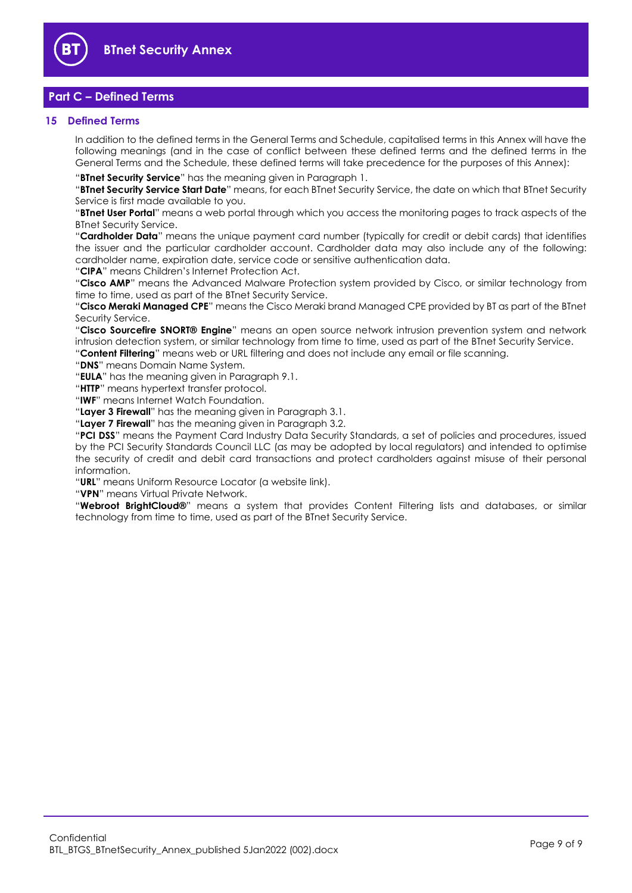## Part C – Defined Terms

### 15 Defined Terms

In addition to the defined terms in the General Terms and Schedule, capitalised terms in this Annex will have the following meanings (and in the case of conflict between these defined terms and the defined terms in the General Terms and the Schedule, these defined terms will take precedence for the purposes of this Annex):

"**BTnet Security Service**" has the meaning given in Paragraph 1.

"**BTnet Security Service Start Date**" means, for each BTnet Security Service, the date on which that BTnet Security Service is first made available to you.

"**BTnet User Portal**" means a web portal through which you access the monitoring pages to track aspects of the BTnet Security Service.

"**Cardholder Data**" means the unique payment card number (typically for credit or debit cards) that identifies the issuer and the particular cardholder account. Cardholder data may also include any of the following: cardholder name, expiration date, service code or sensitive authentication data.

"**CIPA**" means Children's Internet Protection Act.

"**Cisco AMP**" means the Advanced Malware Protection system provided by Cisco, or similar technology from time to time, used as part of the BTnet Security Service.

"**Cisco Meraki Managed CPE**" means the Cisco Meraki brand Managed CPE provided by BT as part of the BTnet Security Service.

"**Cisco Sourcefire SNORT® Engine**" means an open source network intrusion prevention system and network intrusion detection system, or similar technology from time to time, used as part of the BTnet Security Service.

"**Content Filtering**" means web or URL filtering and does not include any email or file scanning.

"**DNS**" means Domain Name System.

"**EULA**" has the meaning given in Paragraph 9.1.

"**HTTP**" means hypertext transfer protocol.

"**IWF**" means Internet Watch Foundation.

"**Layer 3 Firewall**" has the meaning given in Paragraph 3.1.

"**Layer 7 Firewall**" has the meaning given in Paragraph 3.2.

"**PCI DSS**" means the Payment Card Industry Data Security Standards, a set of policies and procedures, issued by the PCI Security Standards Council LLC (as may be adopted by local regulators) and intended to optimise the security of credit and debit card transactions and protect cardholders against misuse of their personal information.

"**URL**" means Uniform Resource Locator (a website link).

"**VPN**" means Virtual Private Network.

"**Webroot BrightCloud®**" means a system that provides Content Filtering lists and databases, or similar technology from time to time, used as part of the BTnet Security Service.